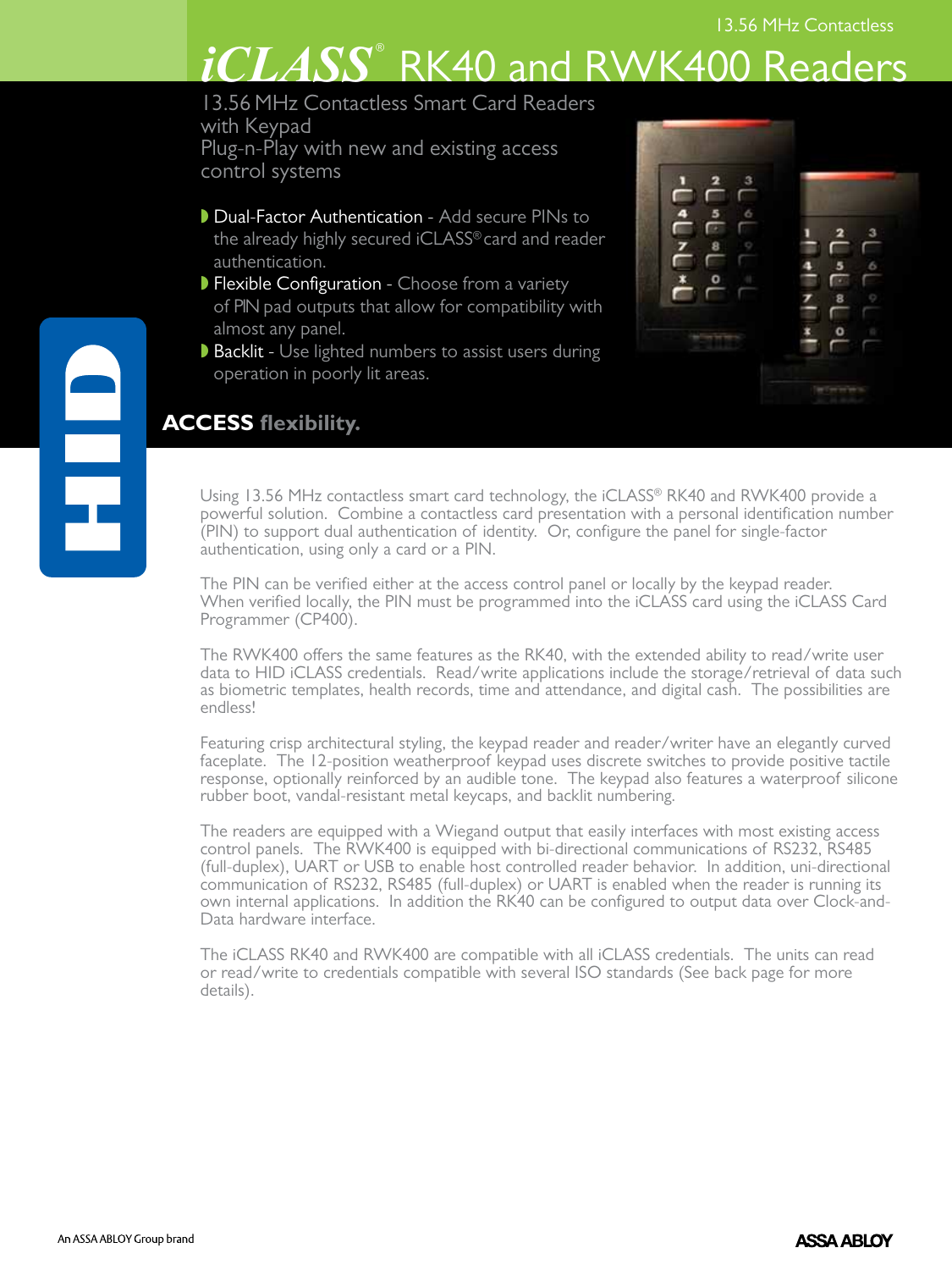13.56 MHz Contactless

# iCLASS® RK40 and RWK400 Readers

13.56 MHz Contactless Smart Card Readers with Keypad

Plug-n-Play with new and existing access control systems

- **Dual-Factor Authentication** - Add secure PINs to the already highly secured iCLASS® card and reader authentication.
- **Flexible Configuration** - Choose from a variety of PIN pad outputs that allow for compatibility with almost any panel.
- **Backlit** - Use lighted numbers to assist users during operation in poorly lit areas.

**ACCESS flexibility.**

Using 13.56 MHz contactless smart card technology, the iCLASS® RK40 and RWK400 provide a powerful solution. Combine a contactless card presentation with a personal identification number (PIN) to support dual authentication of identity. Or, configure the panel for single-factor authentication, using only a card or a PIN.

The PIN can be verified either at the access control panel or locally by the keypad reader. When verified locally, the PIN must be programmed into the iCLASS card using the iCLASS Card Programmer (CP400).

The RWK400 offers the same features as the RK40, with the extended ability to read/write user data to HID iCLASS credentials. Read/write applications include the storage/retrieval of data such as biometric templates, health records, time and attendance, and digital cash. The possibilities are endless!

Featuring crisp architectural styling, the keypad reader and reader/writer have an elegantly curved faceplate. The 12-position weatherproof keypad uses discrete switches to provide positive tactile response, optionally reinforced by an audible tone. The keypad also features a waterproof silicone rubber boot, vandal-resistant metal keycaps, and backlit numbering.

The readers are equipped with a Wiegand output that easily interfaces with most existing access control panels. The RWK400 is equipped with bi-directional communications of RS232, RS485 (full-duplex), UART or USB to enable host controlled reader behavior. In addition, uni-directional communication of RS232, RS485 (full-duplex) or UART is enabled when the reader is running its own internal applications. In addition the RK40 can be configured to output data over Clock-and-Data hardware interface.

The iCLASS RK40 and RWK400 are compatible with all iCLASS credentials. The units can read or read/write to credentials compatible with several ISO standards (See back page for more details).

An ASSA ABLOY Group brand

ASSA ABLOY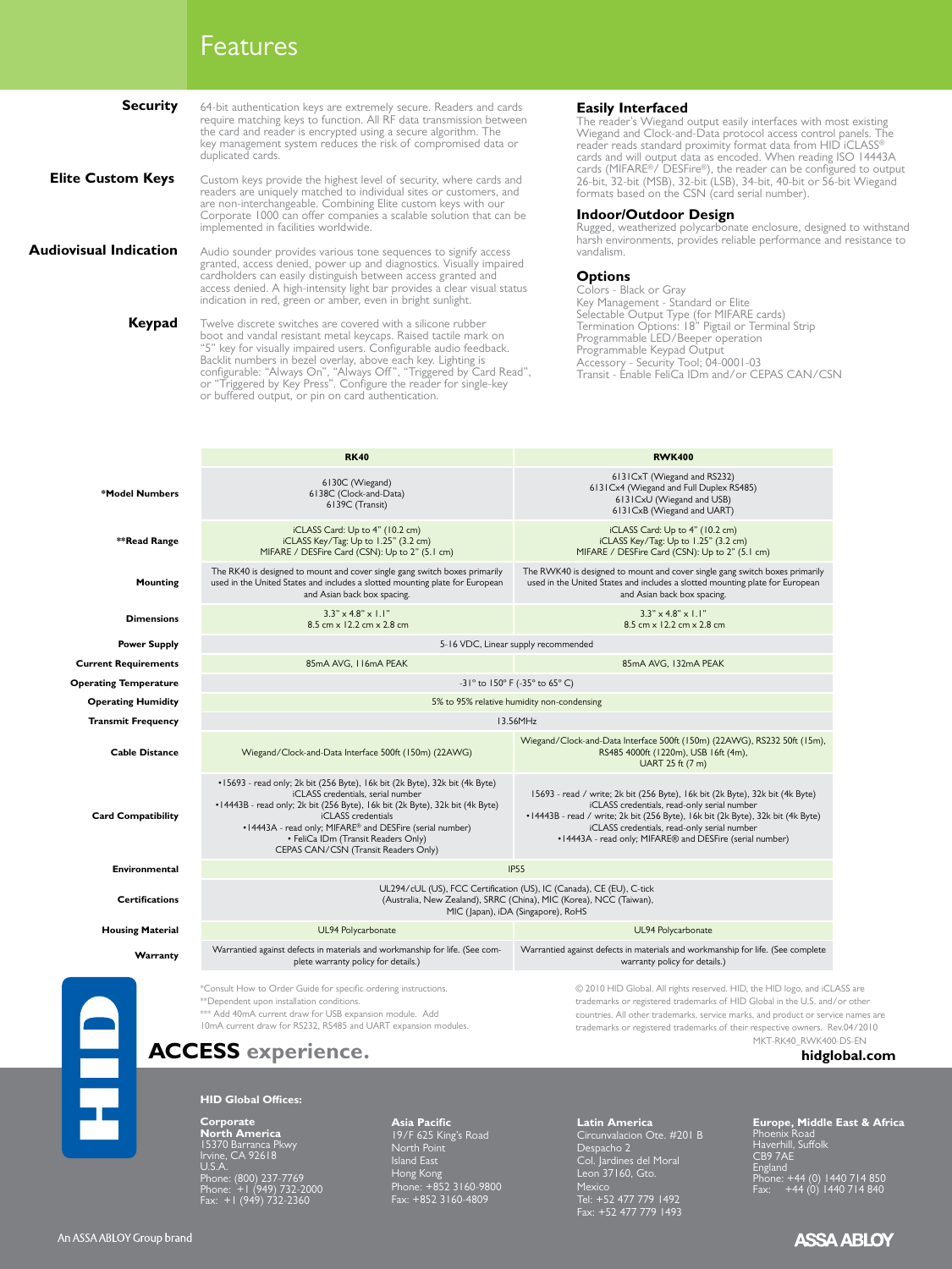# Features

**Security**

64-bit authentication keys are extremely secure. Readers and cards require matching keys to function. All RF data transmission between the card and reader is encrypted using a secure algorithm. The key management system reduces the risk of compromised data or duplicated cards.

**Elite Custom Keys**

Custom keys provide the highest level of security, where cards and readers are uniquely matched to individual sites or customers, and are non-interchangeable. Combining Elite custom keys with our Corporate 1000 can offer companies a scalable solution that can be implemented in facilities worldwide.

**Audiovisual Indication**

Audio sounder provides various tone sequences to signify access granted, access denied, power up and diagnostics. Visually impaired cardholders can easily distinguish between access granted and access denied. A high-intensity light bar provides a clear visual status indication in red, green or amber, even in bright sunlight.

**Keypad**

Twelve discrete switches are covered with a silicone rubber boot and vandal resistant metal keycaps. Raised tactile mark on "5" key for visually impaired users. Configurable audio feedback. Backlit numbers in bezel overlay, above each key. Lighting is configurable: "Always On", "Always Off", "Triggered by Card Read", or "Triggered by Key Press". Configure the reader for single-key or buffered output, or pin on card authentication.

### Easily Interfaced

The reader's Wiegand output easily interfaces with most existing Wiegand and Clock-and-Data protocol access control panels. The reader reads standard proximity format data from HID iCLASS® cards and will output data as encoded. When reading ISO 14443A cards (MIFARE®/ DESFire®), the reader can be configured to output 26-bit, 32-bit (MSB), 32-bit (LSB), 34-bit, 40-bit or 56-bit Wiegand formats based on the CSN (card serial number).

### Indoor/Outdoor Design

Rugged, weatherized polycarbonate enclosure, designed to withstand harsh environments, provides reliable performance and resistance to vandalism.

### Options

Colors - Black or Gray
Key Management - Standard or Elite
Selectable Output Type (for MIFARE cards)
Termination Options: 18" Pigtail or Terminal Strip
Programmable LED/Beeper operation
Programmable Keypad Output
Accessory - Security Tool; 04-0001-03
Transit - Enable FeliCa IDm and/or CEPAS CAN/CSN

| | RK40 | RWK400 |
|---|---|---|
| *Model Numbers | 6130C (Wiegand)<br>6138C (Clock-and-Data)<br>6139C (Transit) | 6131CxT (Wiegand and RS232)<br>6131Cx4 (Wiegand and Full Duplex RS485)<br>6131CxU (Wiegand and USB)<br>6131CxB (Wiegand and UART) |
| **Read Range | iCLASS Card: Up to 4" (10.2 cm)<br>iCLASS Key/Tag: Up to 1.25" (3.2 cm)<br>MIFARE / DESFire Card (CSN): Up to 2" (5.1 cm) | iCLASS Card: Up to 4" (10.2 cm)<br>iCLASS Key/Tag: Up to 1.25" (3.2 cm)<br>MIFARE / DESFire Card (CSN): Up to 2" (5.1 cm) |
| Mounting | The RK40 is designed to mount and cover single gang switch boxes primarily used in the United States and includes a slotted mounting plate for European and Asian back box spacing. | The RWK40 is designed to mount and cover single gang switch boxes primarily used in the United States and includes a slotted mounting plate for European and Asian back box spacing. |
| Dimensions | 3.3" x 4.8" x 1.1"<br>8.5 cm x 12.2 cm x 2.8 cm | 3.3" x 4.8" x 1.1"<br>8.5 cm x 12.2 cm x 2.8 cm |
| Power Supply | 5-16 VDC, Linear supply recommended | |
| Current Requirements | 85mA AVG, 116mA PEAK | 85mA AVG, 132mA PEAK |
| Operating Temperature | -31° to 150° F (-35° to 65° C) | |
| Operating Humidity | 5% to 95% relative humidity non-condensing | |
| Transmit Frequency | 13.56MHz | |
| Cable Distance | Wiegand/Clock-and-Data Interface 500ft (150m) (22AWG) | Wiegand/Clock-and-Data Interface 500ft (150m) (22AWG), RS232 50ft (15m), RS485 4000ft (1220m), USB 16ft (4m), UART 25 ft (7 m) |
| Card Compatibility | •15693 - read only; 2k bit (256 Byte), 16k bit (2k Byte), 32k bit (4k Byte) iCLASS credentials, serial number<br>•14443B - read only; 2k bit (256 Byte), 16k bit (2k Byte), 32k bit (4k Byte) iCLASS credentials<br>•14443A - read only; MIFARE® and DESFire (serial number)<br>• FeliCa IDm (Transit Readers Only)<br>CEPAS CAN/CSN (Transit Readers Only) | 15693 - read / write; 2k bit (256 Byte), 16k bit (2k Byte), 32k bit (4k Byte) iCLASS credentials, read-only serial number<br>•14443B - read / write; 2k bit (256 Byte), 16k bit (2k Byte), 32k bit (4k Byte) iCLASS credentials, read-only serial number<br>•14443A - read only; MIFARE® and DESFire (serial number) |
| Environmental | IP55 | |
| Certifications | UL294/cUL (US), FCC Certification (US), IC (Canada), CE (EU), C-tick (Australia, New Zealand), SRRC (China), MIC (Korea), NCC (Taiwan), MIC (Japan), iDA (Singapore), RoHS | |
| Housing Material | UL94 Polycarbonate | UL94 Polycarbonate |
| Warranty | Warrantied against defects in materials and workmanship for life. (See complete warranty policy for details.) | Warrantied against defects in materials and workmanship for life. (See complete warranty policy for details.) |

*Consult How to Order Guide for specific ordering instructions.
**Dependent upon installation conditions.
*** Add 40mA current draw for USB expansion module. Add 10mA current draw for RS232, RS485 and UART expansion modules.

© 2010 HID Global. All rights reserved. HID, the HID logo, and iCLASS are trademarks or registered trademarks of HID Global in the U.S. and/or other countries. All other trademarks, service marks, and product or service names are trademarks or registered trademarks of their respective owners. Rev.04/2010

MKT-RK40_RWK400-DS-EN

**ACCESS experience.**

**hidglobal.com**

**HID Global Offices:**

**Corporate**
**North America**
15370 Barranca Pkwy
Irvine, CA 92618
U.S.A.
Phone: (800) 237-7769
Phone: +1 (949) 732-2000
Fax: +1 (949) 732-2360

**Asia Pacific**
19/F 625 King's Road
North Point
Island East
Hong Kong
Phone: +852 3160-9800
Fax: +852 3160-4809

**Latin America**
Circunvalacion Ote. #201 B
Despacho 2
Col. Jardines del Moral
Leon 37160, Gto.
Mexico
Tel: +52 477 779 1492
Fax: +52 477 779 1493

**Europe, Middle East & Africa**
Phoenix Road
Haverhill, Suffolk
CB9 7AE
England
Phone: +44 (0) 1440 714 850
Fax: +44 (0) 1440 714 840

An ASSA ABLOY Group brand

ASSA ABLOY